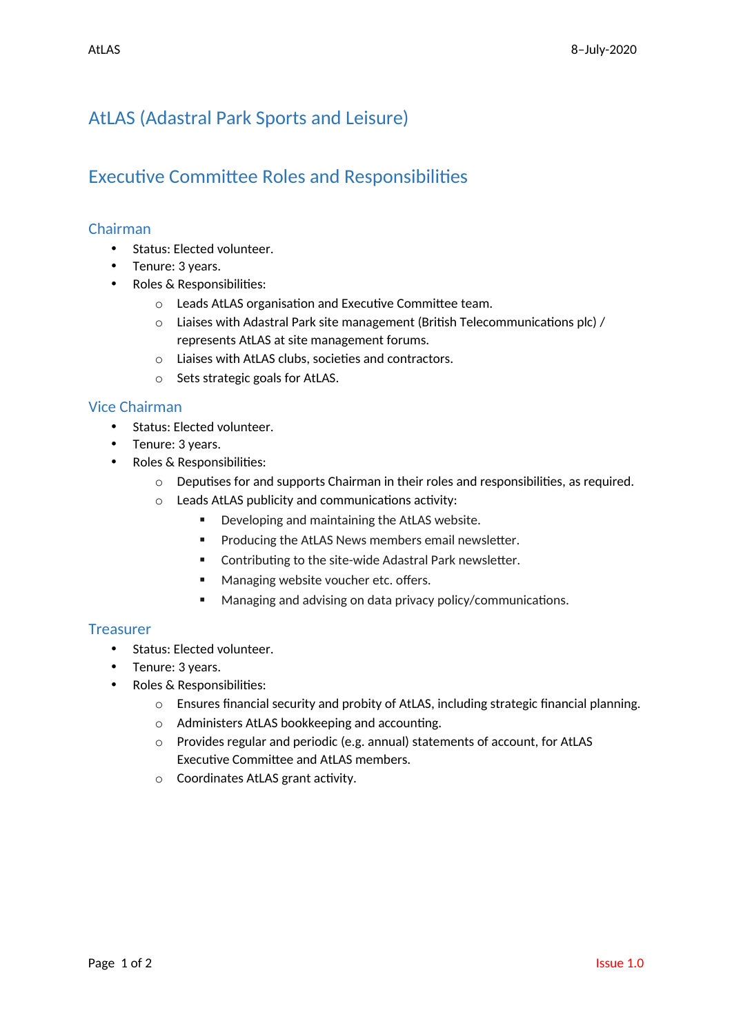# AtLAS (Adastral Park Sports and Leisure)

## Executive Committee Roles and Responsibilities

### Chairman

- Status: Elected volunteer.
- Tenure: 3 years.
- Roles & Responsibilities:
    - Leads AtLAS organisation and Executive Committee team.
    - Liaises with Adastral Park site management (British Telecommunications plc) / represents AtLAS at site management forums.
    - Liaises with AtLAS clubs, societies and contractors.
    - Sets strategic goals for AtLAS.

### Vice Chairman

- Status: Elected volunteer.
- Tenure: 3 years.
- Roles & Responsibilities:
    - Deputises for and supports Chairman in their roles and responsibilities, as required.
    - Leads AtLAS publicity and communications activity:
        - Developing and maintaining the AtLAS website.
        - Producing the AtLAS News members email newsletter.
        - Contributing to the site-wide Adastral Park newsletter.
        - Managing website voucher etc. offers.
        - Managing and advising on data privacy policy/communications.

### Treasurer

- Status: Elected volunteer.
- Tenure: 3 years.
- Roles & Responsibilities:
    - Ensures financial security and probity of AtLAS, including strategic financial planning.
    - Administers AtLAS bookkeeping and accounting.
    - Provides regular and periodic (e.g. annual) statements of account, for AtLAS Executive Committee and AtLAS members.
    - Coordinates AtLAS grant activity.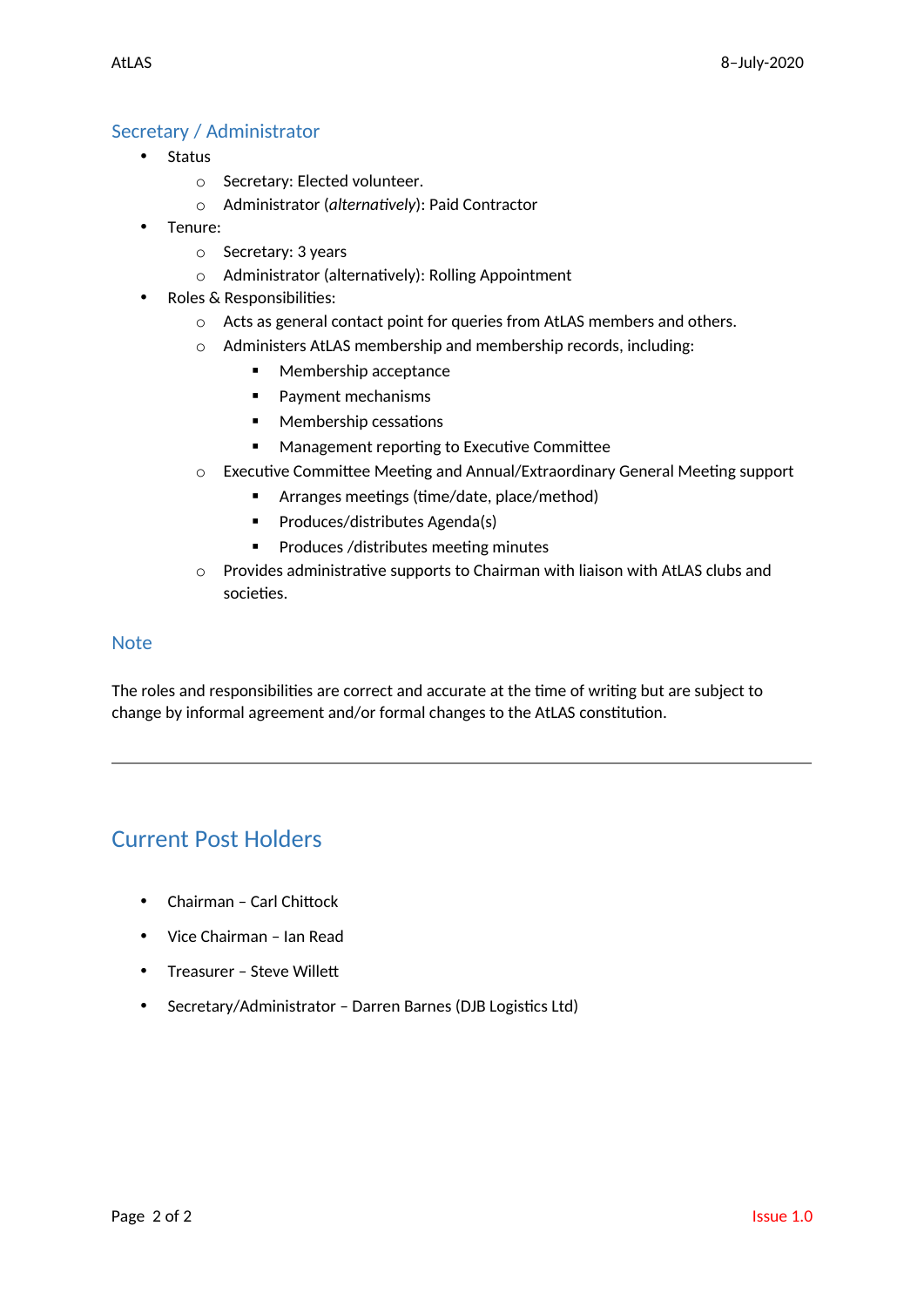## Secretary / Administrator

- Status
  - Secretary: Elected volunteer.
  - Administrator (*alternatively*): Paid Contractor
- Tenure:
  - Secretary: 3 years
  - Administrator (alternatively): Rolling Appointment
- Roles & Responsibilities:
  - Acts as general contact point for queries from AtLAS members and others.
  - Administers AtLAS membership and membership records, including:
    - Membership acceptance
    - Payment mechanisms
    - Membership cessations
    - Management reporting to Executive Committee
  - Executive Committee Meeting and Annual/Extraordinary General Meeting support
    - Arranges meetings (time/date, place/method)
    - Produces/distributes Agenda(s)
    - Produces /distributes meeting minutes
  - Provides administrative supports to Chairman with liaison with AtLAS clubs and societies.

## Note

The roles and responsibilities are correct and accurate at the time of writing but are subject to change by informal agreement and/or formal changes to the AtLAS constitution.

---

# Current Post Holders

- Chairman – Carl Chittock
- Vice Chairman – Ian Read
- Treasurer – Steve Willett
- Secretary/Administrator – Darren Barnes (DJB Logistics Ltd)